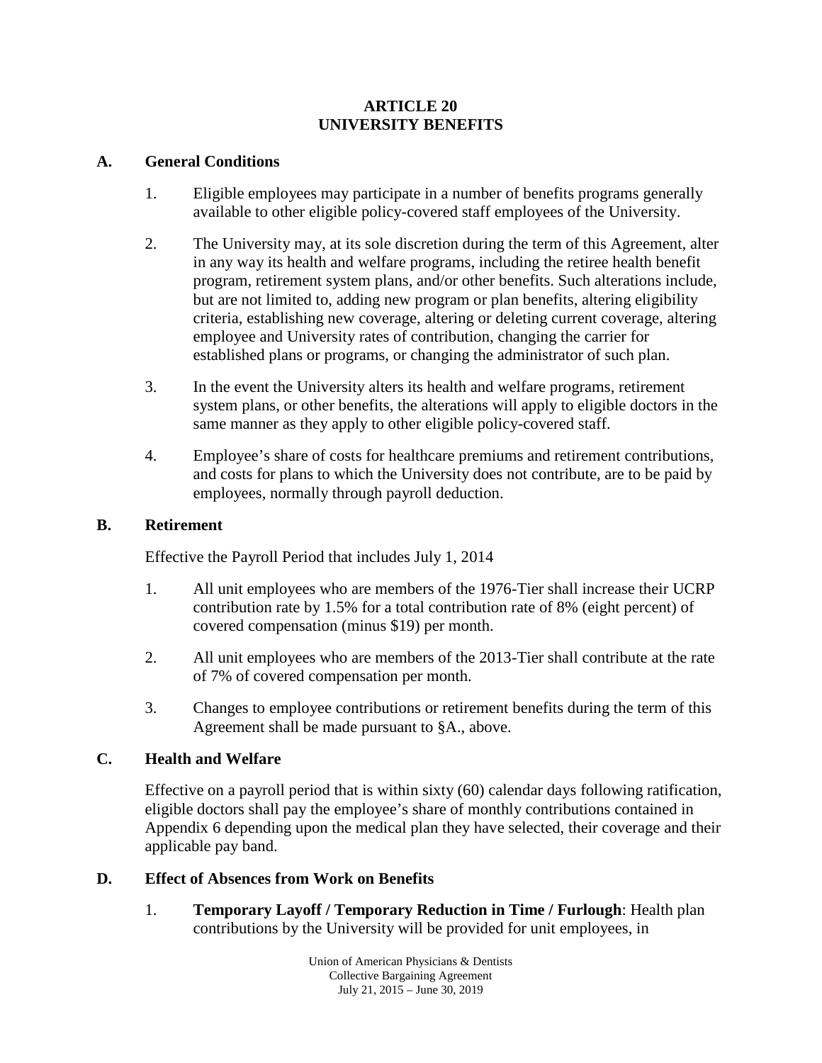# ARTICLE 20
# UNIVERSITY BENEFITS

## A. General Conditions

1. Eligible employees may participate in a number of benefits programs generally available to other eligible policy-covered staff employees of the University.

2. The University may, at its sole discretion during the term of this Agreement, alter in any way its health and welfare programs, including the retiree health benefit program, retirement system plans, and/or other benefits. Such alterations include, but are not limited to, adding new program or plan benefits, altering eligibility criteria, establishing new coverage, altering or deleting current coverage, altering employee and University rates of contribution, changing the carrier for established plans or programs, or changing the administrator of such plan.

3. In the event the University alters its health and welfare programs, retirement system plans, or other benefits, the alterations will apply to eligible doctors in the same manner as they apply to other eligible policy-covered staff.

4. Employee's share of costs for healthcare premiums and retirement contributions, and costs for plans to which the University does not contribute, are to be paid by employees, normally through payroll deduction.

## B. Retirement

Effective the Payroll Period that includes July 1, 2014

1. All unit employees who are members of the 1976-Tier shall increase their UCRP contribution rate by 1.5% for a total contribution rate of 8% (eight percent) of covered compensation (minus $19) per month.

2. All unit employees who are members of the 2013-Tier shall contribute at the rate of 7% of covered compensation per month.

3. Changes to employee contributions or retirement benefits during the term of this Agreement shall be made pursuant to §A., above.

## C. Health and Welfare

Effective on a payroll period that is within sixty (60) calendar days following ratification, eligible doctors shall pay the employee's share of monthly contributions contained in Appendix 6 depending upon the medical plan they have selected, their coverage and their applicable pay band.

## D. Effect of Absences from Work on Benefits

1. **Temporary Layoff / Temporary Reduction in Time / Furlough**: Health plan contributions by the University will be provided for unit employees, in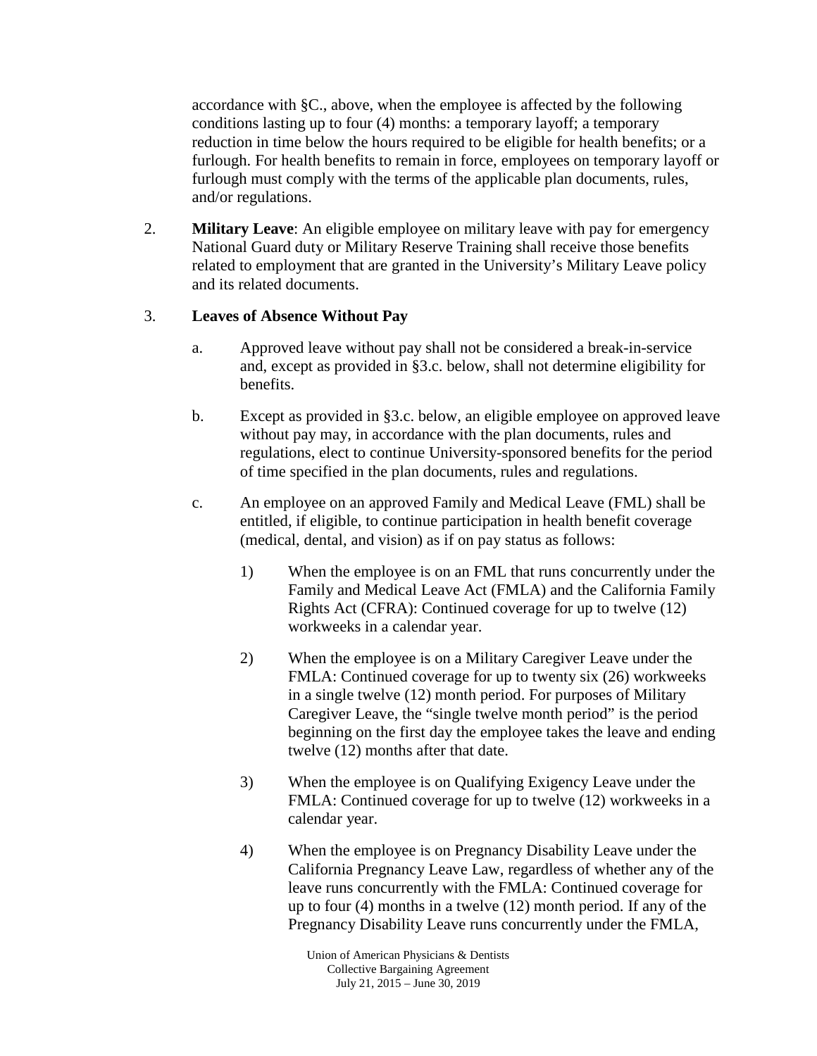accordance with §C., above, when the employee is affected by the following conditions lasting up to four (4) months: a temporary layoff; a temporary reduction in time below the hours required to be eligible for health benefits; or a furlough. For health benefits to remain in force, employees on temporary layoff or furlough must comply with the terms of the applicable plan documents, rules, and/or regulations.

2. **Military Leave**: An eligible employee on military leave with pay for emergency National Guard duty or Military Reserve Training shall receive those benefits related to employment that are granted in the University's Military Leave policy and its related documents.

3. **Leaves of Absence Without Pay**

   a. Approved leave without pay shall not be considered a break-in-service and, except as provided in §3.c. below, shall not determine eligibility for benefits.

   b. Except as provided in §3.c. below, an eligible employee on approved leave without pay may, in accordance with the plan documents, rules and regulations, elect to continue University-sponsored benefits for the period of time specified in the plan documents, rules and regulations.

   c. An employee on an approved Family and Medical Leave (FML) shall be entitled, if eligible, to continue participation in health benefit coverage (medical, dental, and vision) as if on pay status as follows:

      1) When the employee is on an FML that runs concurrently under the Family and Medical Leave Act (FMLA) and the California Family Rights Act (CFRA): Continued coverage for up to twelve (12) workweeks in a calendar year.

      2) When the employee is on a Military Caregiver Leave under the FMLA: Continued coverage for up to twenty six (26) workweeks in a single twelve (12) month period. For purposes of Military Caregiver Leave, the "single twelve month period" is the period beginning on the first day the employee takes the leave and ending twelve (12) months after that date.

      3) When the employee is on Qualifying Exigency Leave under the FMLA: Continued coverage for up to twelve (12) workweeks in a calendar year.

      4) When the employee is on Pregnancy Disability Leave under the California Pregnancy Leave Law, regardless of whether any of the leave runs concurrently with the FMLA: Continued coverage for up to four (4) months in a twelve (12) month period. If any of the Pregnancy Disability Leave runs concurrently under the FMLA,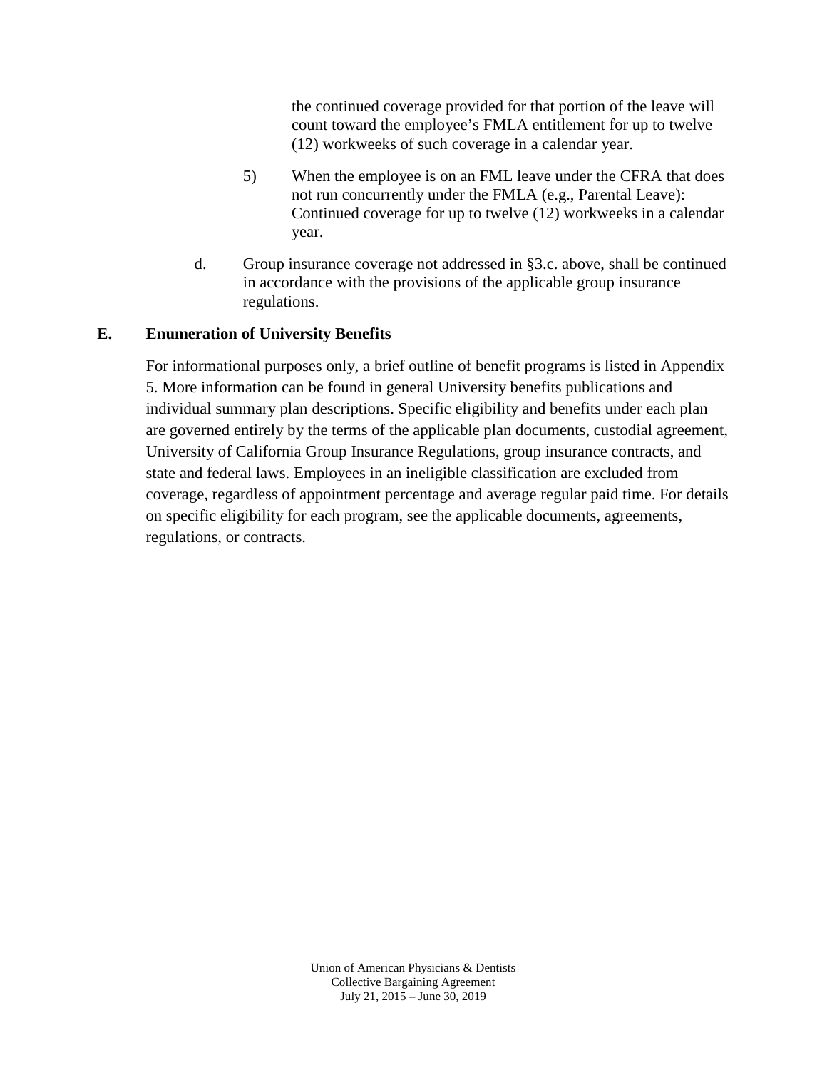the continued coverage provided for that portion of the leave will count toward the employee's FMLA entitlement for up to twelve (12) workweeks of such coverage in a calendar year.

5) When the employee is on an FML leave under the CFRA that does not run concurrently under the FMLA (e.g., Parental Leave): Continued coverage for up to twelve (12) workweeks in a calendar year.

d. Group insurance coverage not addressed in §3.c. above, shall be continued in accordance with the provisions of the applicable group insurance regulations.

**E. Enumeration of University Benefits**

For informational purposes only, a brief outline of benefit programs is listed in Appendix 5. More information can be found in general University benefits publications and individual summary plan descriptions. Specific eligibility and benefits under each plan are governed entirely by the terms of the applicable plan documents, custodial agreement, University of California Group Insurance Regulations, group insurance contracts, and state and federal laws. Employees in an ineligible classification are excluded from coverage, regardless of appointment percentage and average regular paid time. For details on specific eligibility for each program, see the applicable documents, agreements, regulations, or contracts.